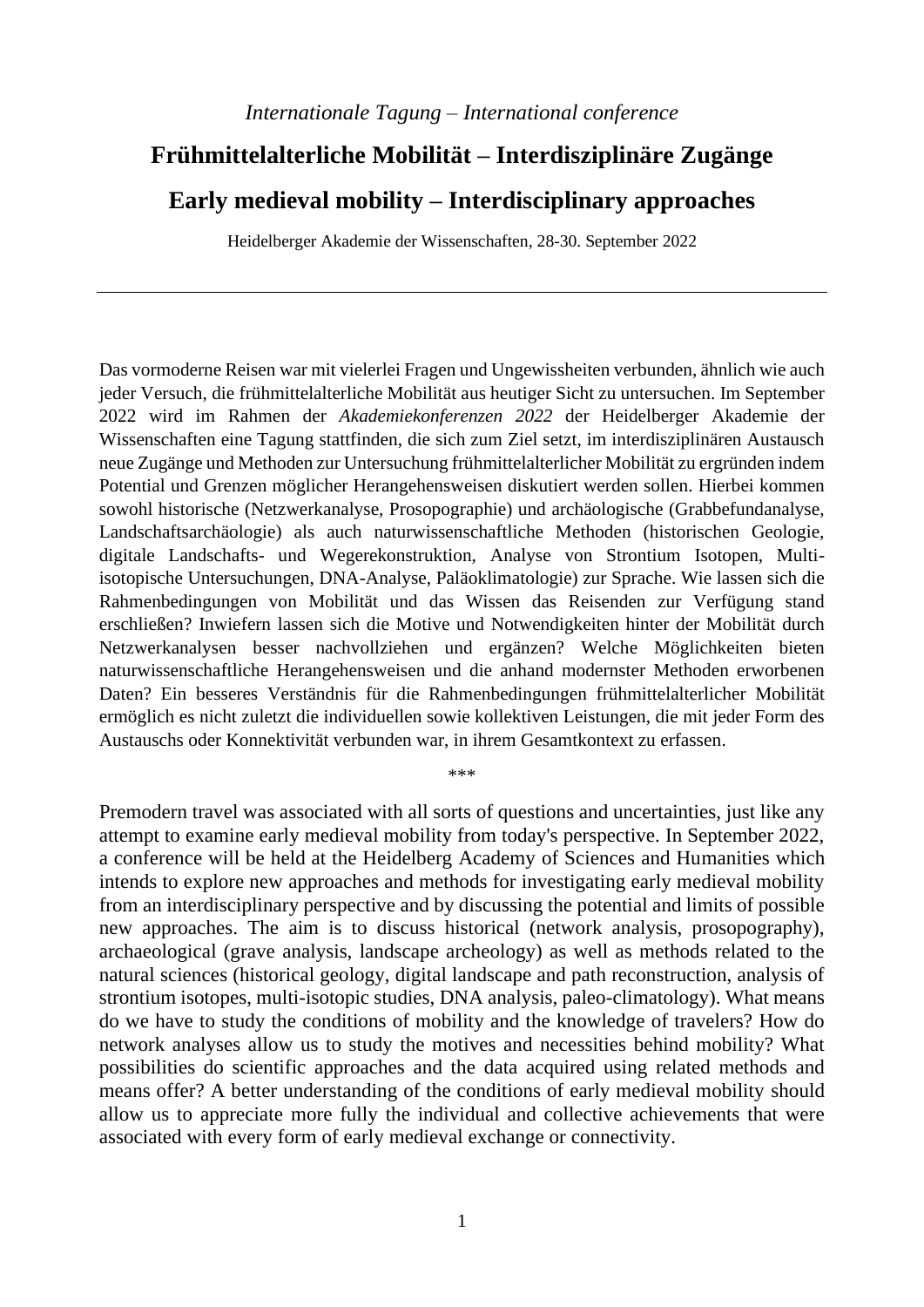*Internationale Tagung – International conference*

# Frühmittelalterliche Mobilität – Interdisziplinäre Zugänge

# Early medieval mobility – Interdisciplinary approaches

Heidelberger Akademie der Wissenschaften, 28-30. September 2022

---

Das vormoderne Reisen war mit vielerlei Fragen und Ungewissheiten verbunden, ähnlich wie auch jeder Versuch, die frühmittelalterliche Mobilität aus heutiger Sicht zu untersuchen. Im September 2022 wird im Rahmen der *Akademiekonferenzen 2022* der Heidelberger Akademie der Wissenschaften eine Tagung stattfinden, die sich zum Ziel setzt, im interdisziplinären Austausch neue Zugänge und Methoden zur Untersuchung frühmittelalterlicher Mobilität zu ergründen indem Potential und Grenzen möglicher Herangehensweisen diskutiert werden sollen. Hierbei kommen sowohl historische (Netzwerkanalyse, Prosopographie) und archäologische (Grabbefundanalyse, Landschaftsarchäologie) als auch naturwissenschaftliche Methoden (historischen Geologie, digitale Landschafts- und Wegerekonstruktion, Analyse von Strontium Isotopen, Multi-isotopische Untersuchungen, DNA-Analyse, Paläoklimatologie) zur Sprache. Wie lassen sich die Rahmenbedingungen von Mobilität und das Wissen das Reisenden zur Verfügung stand erschließen? Inwiefern lassen sich die Motive und Notwendigkeiten hinter der Mobilität durch Netzwerkanalysen besser nachvollziehen und ergänzen? Welche Möglichkeiten bieten naturwissenschaftliche Herangehensweisen und die anhand modernster Methoden erworbenen Daten? Ein besseres Verständnis für die Rahmenbedingungen frühmittelalterlicher Mobilität ermöglich es nicht zuletzt die individuellen sowie kollektiven Leistungen, die mit jeder Form des Austauschs oder Konnektivität verbunden war, in ihrem Gesamtkontext zu erfassen.

\*\*\*

Premodern travel was associated with all sorts of questions and uncertainties, just like any attempt to examine early medieval mobility from today's perspective. In September 2022, a conference will be held at the Heidelberg Academy of Sciences and Humanities which intends to explore new approaches and methods for investigating early medieval mobility from an interdisciplinary perspective and by discussing the potential and limits of possible new approaches. The aim is to discuss historical (network analysis, prosopography), archaeological (grave analysis, landscape archeology) as well as methods related to the natural sciences (historical geology, digital landscape and path reconstruction, analysis of strontium isotopes, multi-isotopic studies, DNA analysis, paleo-climatology). What means do we have to study the conditions of mobility and the knowledge of travelers? How do network analyses allow us to study the motives and necessities behind mobility? What possibilities do scientific approaches and the data acquired using related methods and means offer? A better understanding of the conditions of early medieval mobility should allow us to appreciate more fully the individual and collective achievements that were associated with every form of early medieval exchange or connectivity.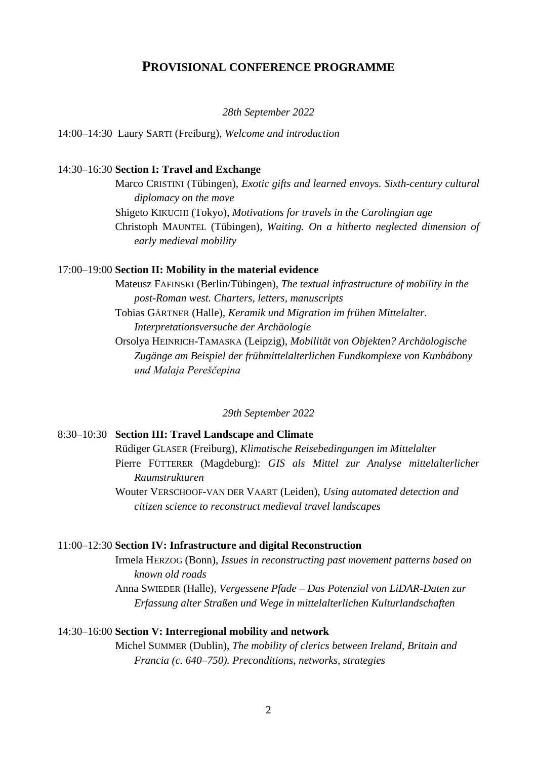## PROVISIONAL CONFERENCE PROGRAMME

*28th September 2022*

14:00–14:30 Laury SARTI (Freiburg), *Welcome and introduction*

14:30–16:30 **Section I: Travel and Exchange**

Marco CRISTINI (Tübingen), *Exotic gifts and learned envoys. Sixth-century cultural diplomacy on the move*

Shigeto KIKUCHI (Tokyo), *Motivations for travels in the Carolingian age*

Christoph MAUNTEL (Tübingen), *Waiting. On a hitherto neglected dimension of early medieval mobility*

17:00–19:00 **Section II: Mobility in the material evidence**

Mateusz FAFINSKI (Berlin/Tübingen), *The textual infrastructure of mobility in the post-Roman west. Charters, letters, manuscripts*

Tobias GÄRTNER (Halle), *Keramik und Migration im frühen Mittelalter. Interpretationsversuche der Archäologie*

Orsolya HEINRICH-TAMASKA (Leipzig), *Mobilität von Objekten? Archäologische Zugänge am Beispiel der frühmittelalterlichen Fundkomplexe von Kunbábony und Malaja Pereščepina*

*29th September 2022*

8:30–10:30 **Section III: Travel Landscape and Climate**

Rüdiger GLASER (Freiburg), *Klimatische Reisebedingungen im Mittelalter*

Pierre FÜTTERER (Magdeburg): *GIS als Mittel zur Analyse mittelalterlicher Raumstrukturen*

Wouter VERSCHOOF-VAN DER VAART (Leiden), *Using automated detection and citizen science to reconstruct medieval travel landscapes*

11:00–12:30 **Section IV: Infrastructure and digital Reconstruction**

Irmela HERZOG (Bonn), *Issues in reconstructing past movement patterns based on known old roads*

Anna SWIEDER (Halle), *Vergessene Pfade – Das Potenzial von LiDAR-Daten zur Erfassung alter Straßen und Wege in mittelalterlichen Kulturlandschaften*

14:30–16:00 **Section V: Interregional mobility and network**

Michel SUMMER (Dublin), *The mobility of clerics between Ireland, Britain and Francia (c. 640–750). Preconditions, networks, strategies*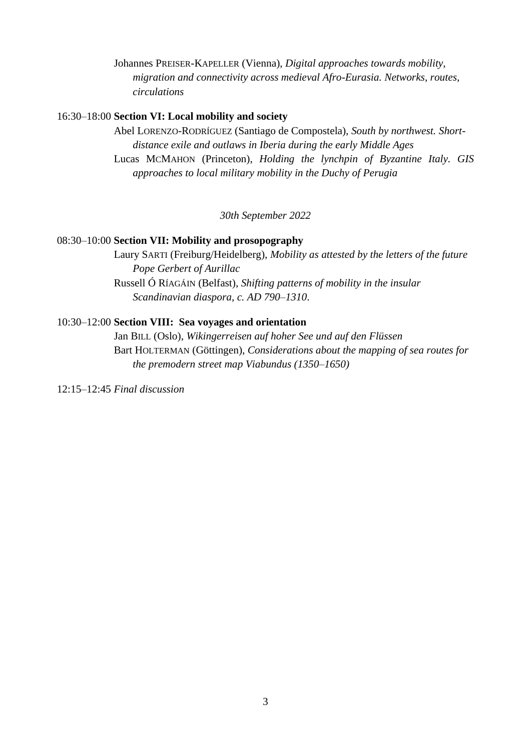Johannes Preiser-Kapeller (Vienna), *Digital approaches towards mobility, migration and connectivity across medieval Afro-Eurasia. Networks, routes, circulations*

16:30–18:00 **Section VI: Local mobility and society**

Abel Lorenzo-Rodríguez (Santiago de Compostela), *South by northwest. Short-distance exile and outlaws in Iberia during the early Middle Ages*

Lucas McMahon (Princeton), *Holding the lynchpin of Byzantine Italy. GIS approaches to local military mobility in the Duchy of Perugia*

*30th September 2022*

08:30–10:00 **Section VII: Mobility and prosopography**

Laury Sarti (Freiburg/Heidelberg), *Mobility as attested by the letters of the future Pope Gerbert of Aurillac*

Russell Ó Ríagáin (Belfast), *Shifting patterns of mobility in the insular Scandinavian diaspora, c. AD 790–1310*.

10:30–12:00 **Section VIII: Sea voyages and orientation**

Jan Bill (Oslo), *Wikingerreisen auf hoher See und auf den Flüssen*

Bart Holterman (Göttingen), *Considerations about the mapping of sea routes for the premodern street map Viabundus (1350–1650)*

12:15–12:45 *Final discussion*